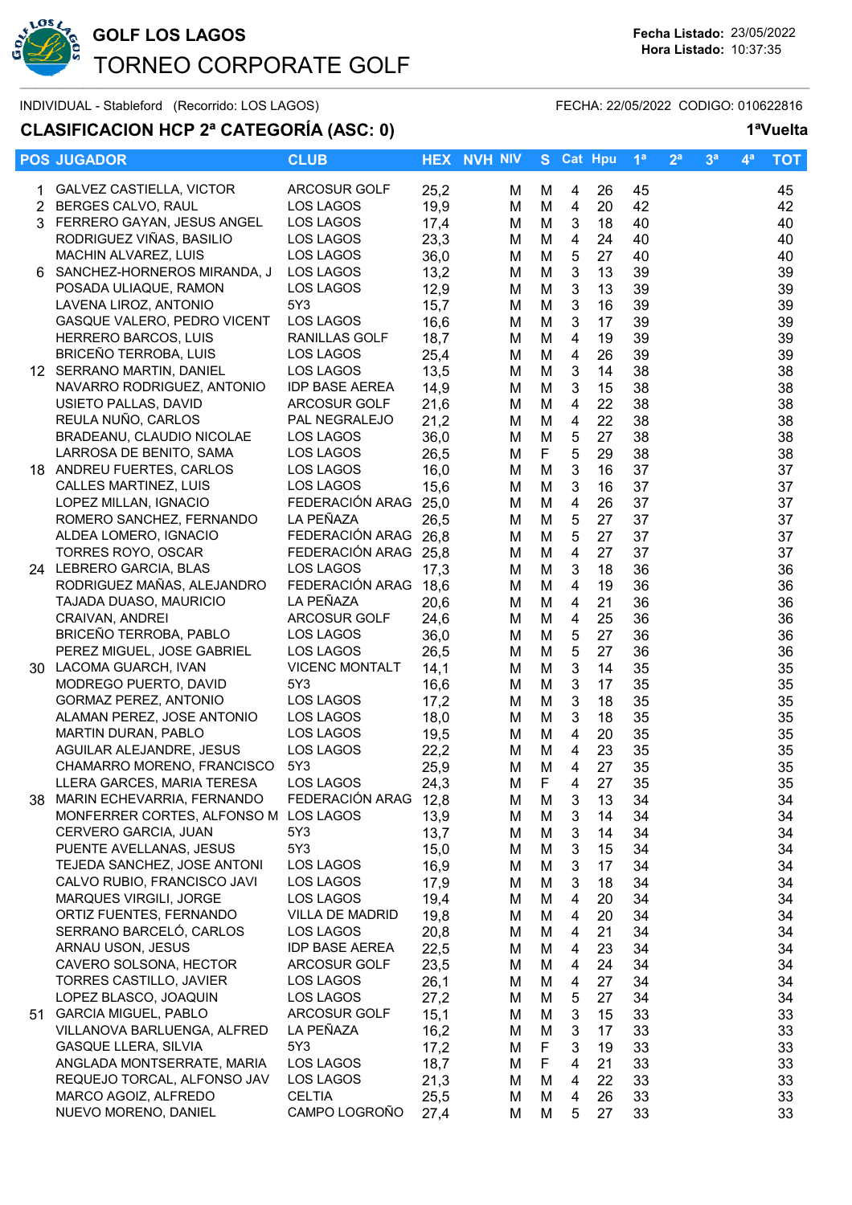# GOLF LOS LAGOS

## TORNEO CORPORATE GOLF

**Fecha Listado:** 23/05/2022
**Hora Listado:** 10:37:35

INDIVIDUAL - Stableford (Recorrido: LOS LAGOS) FECHA: 22/05/2022 CODIGO: 010622816

### CLASIFICACION HCP 2ª CATEGORÍA (ASC: 0)

**1ªVuelta**

| POS | JUGADOR | CLUB | HEX | NVH | NIV | S | Cat | Hpu | 1ª | 2ª | 3ª | 4ª | TOT |
|---|---|---|---|---|---|---|---|---|---|---|---|---|---|
| 1 | GALVEZ CASTIELLA, VICTOR | ARCOSUR GOLF | 25,2 | | M | M | 4 | 26 | 45 | | | | 45 |
| 2 | BERGES CALVO, RAUL | LOS LAGOS | 19,9 | | M | M | 4 | 20 | 42 | | | | 42 |
| 3 | FERRERO GAYAN, JESUS ANGEL | LOS LAGOS | 17,4 | | M | M | 3 | 18 | 40 | | | | 40 |
| | RODRIGUEZ VIÑAS, BASILIO | LOS LAGOS | 23,3 | | M | M | 4 | 24 | 40 | | | | 40 |
| | MACHIN ALVAREZ, LUIS | LOS LAGOS | 36,0 | | M | M | 5 | 27 | 40 | | | | 40 |
| 6 | SANCHEZ-HORNEROS MIRANDA, J | LOS LAGOS | 13,2 | | M | M | 3 | 13 | 39 | | | | 39 |
| | POSADA ULIAQUE, RAMON | LOS LAGOS | 12,9 | | M | M | 3 | 13 | 39 | | | | 39 |
| | LAVENA LIROZ, ANTONIO | 5Y3 | 15,7 | | M | M | 3 | 16 | 39 | | | | 39 |
| | GASQUE VALERO, PEDRO VICENT | LOS LAGOS | 16,6 | | M | M | 3 | 17 | 39 | | | | 39 |
| | HERRERO BARCOS, LUIS | RANILLAS GOLF | 18,7 | | M | M | 4 | 19 | 39 | | | | 39 |
| | BRICEÑO TERROBA, LUIS | LOS LAGOS | 25,4 | | M | M | 4 | 26 | 39 | | | | 39 |
| 12 | SERRANO MARTIN, DANIEL | LOS LAGOS | 13,5 | | M | M | 3 | 14 | 38 | | | | 38 |
| | NAVARRO RODRIGUEZ, ANTONIO | IDP BASE AEREA | 14,9 | | M | M | 3 | 15 | 38 | | | | 38 |
| | USIETO PALLAS, DAVID | ARCOSUR GOLF | 21,6 | | M | M | 4 | 22 | 38 | | | | 38 |
| | REULA NUÑO, CARLOS | PAL NEGRALEJO | 21,2 | | M | M | 4 | 22 | 38 | | | | 38 |
| | BRADEANU, CLAUDIO NICOLAE | LOS LAGOS | 36,0 | | M | M | 5 | 27 | 38 | | | | 38 |
| | LARROSA DE BENITO, SAMA | LOS LAGOS | 26,5 | | M | F | 5 | 29 | 38 | | | | 38 |
| 18 | ANDREU FUERTES, CARLOS | LOS LAGOS | 16,0 | | M | M | 3 | 16 | 37 | | | | 37 |
| | CALLES MARTINEZ, LUIS | LOS LAGOS | 15,6 | | M | M | 3 | 16 | 37 | | | | 37 |
| | LOPEZ MILLAN, IGNACIO | FEDERACIÓN ARAG | 25,0 | | M | M | 4 | 26 | 37 | | | | 37 |
| | ROMERO SANCHEZ, FERNANDO | LA PEÑAZA | 26,5 | | M | M | 5 | 27 | 37 | | | | 37 |
| | ALDEA LOMERO, IGNACIO | FEDERACIÓN ARAG | 26,8 | | M | M | 5 | 27 | 37 | | | | 37 |
| | TORRES ROYO, OSCAR | FEDERACIÓN ARAG | 25,8 | | M | M | 4 | 27 | 37 | | | | 37 |
| 24 | LEBRERO GARCIA, BLAS | LOS LAGOS | 17,3 | | M | M | 3 | 18 | 36 | | | | 36 |
| | RODRIGUEZ MAÑAS, ALEJANDRO | FEDERACIÓN ARAG | 18,6 | | M | M | 4 | 19 | 36 | | | | 36 |
| | TAJADA DUASO, MAURICIO | LA PEÑAZA | 20,6 | | M | M | 4 | 21 | 36 | | | | 36 |
| | CRAIVAN, ANDREI | ARCOSUR GOLF | 24,6 | | M | M | 4 | 25 | 36 | | | | 36 |
| | BRICEÑO TERROBA, PABLO | LOS LAGOS | 36,0 | | M | M | 5 | 27 | 36 | | | | 36 |
| | PEREZ MIGUEL, JOSE GABRIEL | LOS LAGOS | 26,5 | | M | M | 5 | 27 | 36 | | | | 36 |
| 30 | LACOMA GUARCH, IVAN | VICENC MONTALT | 14,1 | | M | M | 3 | 14 | 35 | | | | 35 |
| | MODREGO PUERTO, DAVID | 5Y3 | 16,6 | | M | M | 3 | 17 | 35 | | | | 35 |
| | GORMAZ PEREZ, ANTONIO | LOS LAGOS | 17,2 | | M | M | 3 | 18 | 35 | | | | 35 |
| | ALAMAN PEREZ, JOSE ANTONIO | LOS LAGOS | 18,0 | | M | M | 3 | 18 | 35 | | | | 35 |
| | MARTIN DURAN, PABLO | LOS LAGOS | 19,5 | | M | M | 4 | 20 | 35 | | | | 35 |
| | AGUILAR ALEJANDRE, JESUS | LOS LAGOS | 22,2 | | M | M | 4 | 23 | 35 | | | | 35 |
| | CHAMARRO MORENO, FRANCISCO | 5Y3 | 25,9 | | M | M | 4 | 27 | 35 | | | | 35 |
| | LLERA GARCES, MARIA TERESA | LOS LAGOS | 24,3 | | M | F | 4 | 27 | 35 | | | | 35 |
| 38 | MARIN ECHEVARRIA, FERNANDO | FEDERACIÓN ARAG | 12,8 | | M | M | 3 | 13 | 34 | | | | 34 |
| | MONFERRER CORTES, ALFONSO M | LOS LAGOS | 13,9 | | M | M | 3 | 14 | 34 | | | | 34 |
| | CERVERO GARCIA, JUAN | 5Y3 | 13,7 | | M | M | 3 | 14 | 34 | | | | 34 |
| | PUENTE AVELLANAS, JESUS | 5Y3 | 15,0 | | M | M | 3 | 15 | 34 | | | | 34 |
| | TEJEDA SANCHEZ, JOSE ANTONI | LOS LAGOS | 16,9 | | M | M | 3 | 17 | 34 | | | | 34 |
| | CALVO RUBIO, FRANCISCO JAVI | LOS LAGOS | 17,9 | | M | M | 3 | 18 | 34 | | | | 34 |
| | MARQUES VIRGILI, JORGE | LOS LAGOS | 19,4 | | M | M | 4 | 20 | 34 | | | | 34 |
| | ORTIZ FUENTES, FERNANDO | VILLA DE MADRID | 19,8 | | M | M | 4 | 20 | 34 | | | | 34 |
| | SERRANO BARCELÓ, CARLOS | LOS LAGOS | 20,8 | | M | M | 4 | 21 | 34 | | | | 34 |
| | ARNAU USON, JESUS | IDP BASE AEREA | 22,5 | | M | M | 4 | 23 | 34 | | | | 34 |
| | CAVERO SOLSONA, HECTOR | ARCOSUR GOLF | 23,5 | | M | M | 4 | 24 | 34 | | | | 34 |
| | TORRES CASTILLO, JAVIER | LOS LAGOS | 26,1 | | M | M | 4 | 27 | 34 | | | | 34 |
| | LOPEZ BLASCO, JOAQUIN | LOS LAGOS | 27,2 | | M | M | 5 | 27 | 34 | | | | 34 |
| 51 | GARCIA MIGUEL, PABLO | ARCOSUR GOLF | 15,1 | | M | M | 3 | 15 | 33 | | | | 33 |
| | VILLANOVA BARLUENGA, ALFRED | LA PEÑAZA | 16,2 | | M | M | 3 | 17 | 33 | | | | 33 |
| | GASQUE LLERA, SILVIA | 5Y3 | 17,2 | | M | F | 3 | 19 | 33 | | | | 33 |
| | ANGLADA MONTSERRATE, MARIA | LOS LAGOS | 18,7 | | M | F | 4 | 21 | 33 | | | | 33 |
| | REQUEJO TORCAL, ALFONSO JAV | LOS LAGOS | 21,3 | | M | M | 4 | 22 | 33 | | | | 33 |
| | MARCO AGOIZ, ALFREDO | CELTIA | 25,5 | | M | M | 4 | 26 | 33 | | | | 33 |
| | NUEVO MORENO, DANIEL | CAMPO LOGROÑO | 27,4 | | M | M | 5 | 27 | 33 | | | | 33 |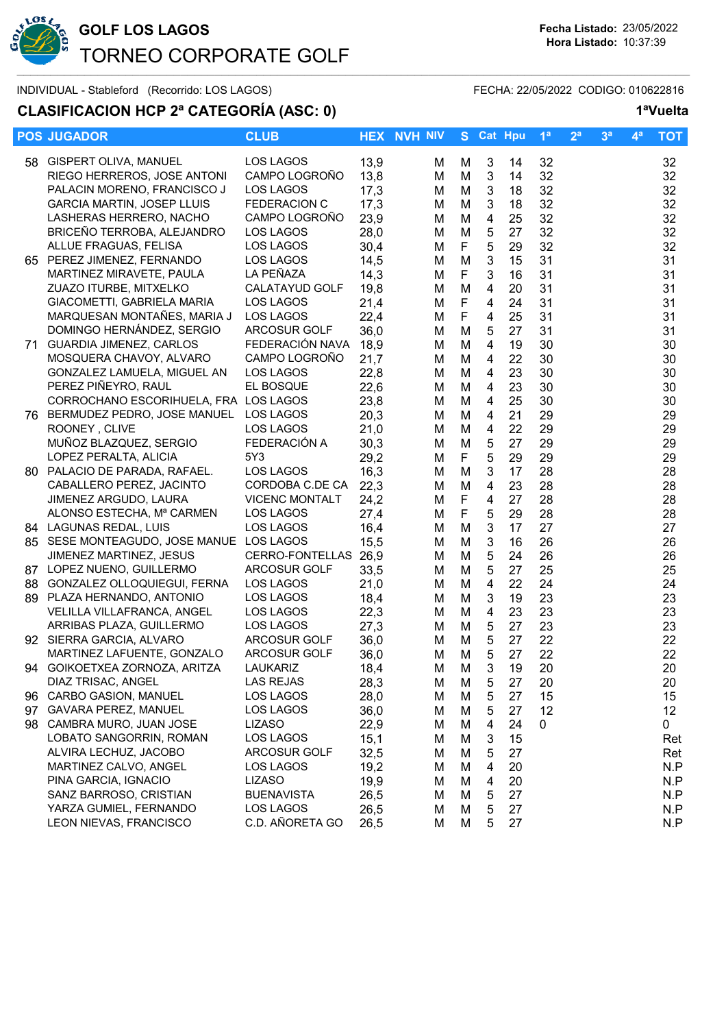# GOLF LOS LAGOS

TORNEO CORPORATE GOLF

**Fecha Listado:** 23/05/2022
**Hora Listado:** 10:37:39

INDIVIDUAL - Stableford (Recorrido: LOS LAGOS)

FECHA: 22/05/2022 CODIGO: 010622816

## CLASIFICACION HCP 2ª CATEGORÍA (ASC: 0)

**1ªVuelta**

| POS | JUGADOR | CLUB | HEX | NVH | NIV | S | Cat | Hpu | 1ª | 2ª | 3ª | 4ª | TOT |
|---|---|---|---|---|---|---|---|---|---|---|---|---|---|
| 58 | GISPERT OLIVA, MANUEL | LOS LAGOS | 13,9 | | M | M | 3 | 14 | 32 | | | | 32 |
| | RIEGO HERREROS, JOSE ANTONI | CAMPO LOGROÑO | 13,8 | | M | M | 3 | 14 | 32 | | | | 32 |
| | PALACIN MORENO, FRANCISCO J | LOS LAGOS | 17,3 | | M | M | 3 | 18 | 32 | | | | 32 |
| | GARCIA MARTIN, JOSEP LLUIS | FEDERACION C | 17,3 | | M | M | 3 | 18 | 32 | | | | 32 |
| | LASHERAS HERRERO, NACHO | CAMPO LOGROÑO | 23,9 | | M | M | 4 | 25 | 32 | | | | 32 |
| | BRICEÑO TERROBA, ALEJANDRO | LOS LAGOS | 28,0 | | M | M | 5 | 27 | 32 | | | | 32 |
| | ALLUE FRAGUAS, FELISA | LOS LAGOS | 30,4 | | M | F | 5 | 29 | 32 | | | | 32 |
| 65 | PEREZ JIMENEZ, FERNANDO | LOS LAGOS | 14,5 | | M | M | 3 | 15 | 31 | | | | 31 |
| | MARTINEZ MIRAVETE, PAULA | LA PEÑAZA | 14,3 | | M | F | 3 | 16 | 31 | | | | 31 |
| | ZUAZO ITURBE, MITXELKO | CALATAYUD GOLF | 19,8 | | M | M | 4 | 20 | 31 | | | | 31 |
| | GIACOMETTI, GABRIELA MARIA | LOS LAGOS | 21,4 | | M | F | 4 | 24 | 31 | | | | 31 |
| | MARQUESAN MONTAÑES, MARIA J | LOS LAGOS | 22,4 | | M | F | 4 | 25 | 31 | | | | 31 |
| | DOMINGO HERNÁNDEZ, SERGIO | ARCOSUR GOLF | 36,0 | | M | M | 5 | 27 | 31 | | | | 31 |
| 71 | GUARDIA JIMENEZ, CARLOS | FEDERACIÓN NAVA | 18,9 | | M | M | 4 | 19 | 30 | | | | 30 |
| | MOSQUERA CHAVOY, ALVARO | CAMPO LOGROÑO | 21,7 | | M | M | 4 | 22 | 30 | | | | 30 |
| | GONZALEZ LAMUELA, MIGUEL AN | LOS LAGOS | 22,8 | | M | M | 4 | 23 | 30 | | | | 30 |
| | PEREZ PIÑEYRO, RAUL | EL BOSQUE | 22,6 | | M | M | 4 | 23 | 30 | | | | 30 |
| | CORROCHANO ESCORIHUELA, FRA | LOS LAGOS | 23,8 | | M | M | 4 | 25 | 30 | | | | 30 |
| 76 | BERMUDEZ PEDRO, JOSE MANUEL | LOS LAGOS | 20,3 | | M | M | 4 | 21 | 29 | | | | 29 |
| | ROONEY , CLIVE | LOS LAGOS | 21,0 | | M | M | 4 | 22 | 29 | | | | 29 |
| | MUÑOZ BLAZQUEZ, SERGIO | FEDERACIÓN A | 30,3 | | M | M | 5 | 27 | 29 | | | | 29 |
| | LOPEZ PERALTA, ALICIA | 5Y3 | 29,2 | | M | F | 5 | 29 | 29 | | | | 29 |
| 80 | PALACIO DE PARADA, RAFAEL. | LOS LAGOS | 16,3 | | M | M | 3 | 17 | 28 | | | | 28 |
| | CABALLERO PEREZ, JACINTO | CORDOBA C.DE CA | 22,3 | | M | M | 4 | 23 | 28 | | | | 28 |
| | JIMENEZ ARGUDO, LAURA | VICENC MONTALT | 24,2 | | M | F | 4 | 27 | 28 | | | | 28 |
| | ALONSO ESTECHA, Mª CARMEN | LOS LAGOS | 27,4 | | M | F | 5 | 29 | 28 | | | | 28 |
| 84 | LAGUNAS REDAL, LUIS | LOS LAGOS | 16,4 | | M | M | 3 | 17 | 27 | | | | 27 |
| 85 | SESE MONTEAGUDO, JOSE MANUE | LOS LAGOS | 15,5 | | M | M | 3 | 16 | 26 | | | | 26 |
| | JIMENEZ MARTINEZ, JESUS | CERRO-FONTELLAS | 26,9 | | M | M | 5 | 24 | 26 | | | | 26 |
| 87 | LOPEZ NUENO, GUILLERMO | ARCOSUR GOLF | 33,5 | | M | M | 5 | 27 | 25 | | | | 25 |
| 88 | GONZALEZ OLLOQUIEGUI, FERNA | LOS LAGOS | 21,0 | | M | M | 4 | 22 | 24 | | | | 24 |
| 89 | PLAZA HERNANDO, ANTONIO | LOS LAGOS | 18,4 | | M | M | 3 | 19 | 23 | | | | 23 |
| | VELILLA VILLAFRANCA, ANGEL | LOS LAGOS | 22,3 | | M | M | 4 | 23 | 23 | | | | 23 |
| | ARRIBAS PLAZA, GUILLERMO | LOS LAGOS | 27,3 | | M | M | 5 | 27 | 23 | | | | 23 |
| 92 | SIERRA GARCIA, ALVARO | ARCOSUR GOLF | 36,0 | | M | M | 5 | 27 | 22 | | | | 22 |
| | MARTINEZ LAFUENTE, GONZALO | ARCOSUR GOLF | 36,0 | | M | M | 5 | 27 | 22 | | | | 22 |
| 94 | GOIKOETXEA ZORNOZA, ARITZA | LAUKARIZ | 18,4 | | M | M | 3 | 19 | 20 | | | | 20 |
| | DIAZ TRISAC, ANGEL | LAS REJAS | 28,3 | | M | M | 5 | 27 | 20 | | | | 20 |
| 96 | CARBO GASION, MANUEL | LOS LAGOS | 28,0 | | M | M | 5 | 27 | 15 | | | | 15 |
| 97 | GAVARA PEREZ, MANUEL | LOS LAGOS | 36,0 | | M | M | 5 | 27 | 12 | | | | 12 |
| 98 | CAMBRA MURO, JUAN JOSE | LIZASO | 22,9 | | M | M | 4 | 24 | 0 | | | | 0 |
| | LOBATO SANGORRIN, ROMAN | LOS LAGOS | 15,1 | | M | M | 3 | 15 | | | | | Ret |
| | ALVIRA LECHUZ, JACOBO | ARCOSUR GOLF | 32,5 | | M | M | 5 | 27 | | | | | Ret |
| | MARTINEZ CALVO, ANGEL | LOS LAGOS | 19,2 | | M | M | 4 | 20 | | | | | N.P |
| | PINA GARCIA, IGNACIO | LIZASO | 19,9 | | M | M | 4 | 20 | | | | | N.P |
| | SANZ BARROSO, CRISTIAN | BUENAVISTA | 26,5 | | M | M | 5 | 27 | | | | | N.P |
| | YARZA GUMIEL, FERNANDO | LOS LAGOS | 26,5 | | M | M | 5 | 27 | | | | | N.P |
| | LEON NIEVAS, FRANCISCO | C.D. AÑORETA GO | 26,5 | | M | M | 5 | 27 | | | | | N.P |